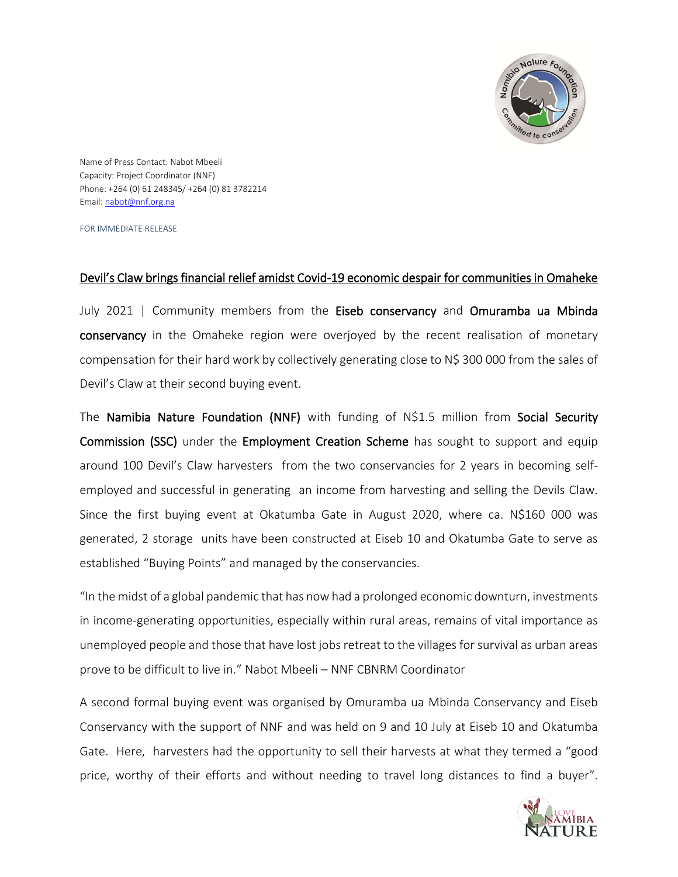Name of Press Contact: Nabot Mbeeli
Capacity: Project Coordinator (NNF)
Phone: +264 (0) 61 248345/ +264 (0) 81 3782214
Email: nabot@nnf.org.na

FOR IMMEDIATE RELEASE

## Devil's Claw brings financial relief amidst Covid-19 economic despair for communities in Omaheke

July 2021 | Community members from the **Eiseb conservancy** and **Omuramba ua Mbinda conservancy** in the Omaheke region were overjoyed by the recent realisation of monetary compensation for their hard work by collectively generating close to N$ 300 000 from the sales of Devil's Claw at their second buying event.

The **Namibia Nature Foundation (NNF)** with funding of N$1.5 million from **Social Security Commission (SSC)** under the **Employment Creation Scheme** has sought to support and equip around 100 Devil's Claw harvesters from the two conservancies for 2 years in becoming self-employed and successful in generating an income from harvesting and selling the Devils Claw. Since the first buying event at Okatumba Gate in August 2020, where ca. N$160 000 was generated, 2 storage units have been constructed at Eiseb 10 and Okatumba Gate to serve as established "Buying Points" and managed by the conservancies.

"In the midst of a global pandemic that has now had a prolonged economic downturn, investments in income-generating opportunities, especially within rural areas, remains of vital importance as unemployed people and those that have lost jobs retreat to the villages for survival as urban areas prove to be difficult to live in." Nabot Mbeeli – NNF CBNRM Coordinator

A second formal buying event was organised by Omuramba ua Mbinda Conservancy and Eiseb Conservancy with the support of NNF and was held on 9 and 10 July at Eiseb 10 and Okatumba Gate. Here, harvesters had the opportunity to sell their harvests at what they termed a "good price, worthy of their efforts and without needing to travel long distances to find a buyer".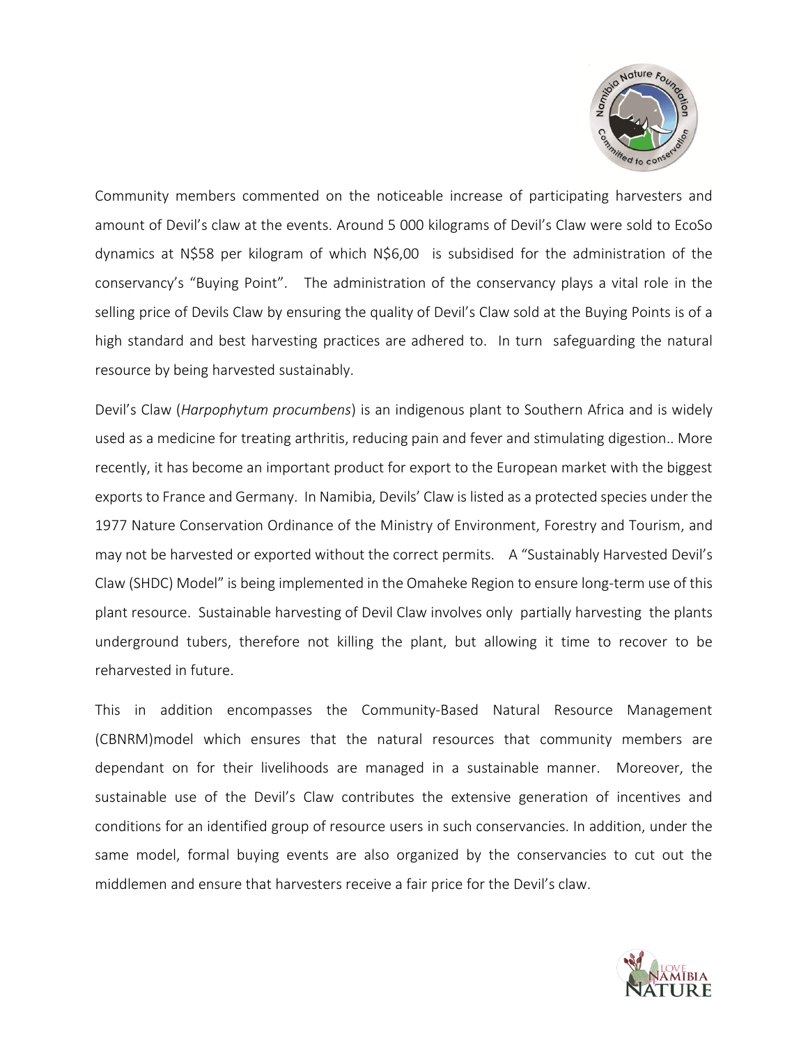Community members commented on the noticeable increase of participating harvesters and amount of Devil's claw at the events. Around 5 000 kilograms of Devil's Claw were sold to EcoSo dynamics at N$58 per kilogram of which N$6,00  is subsidised for the administration of the conservancy's "Buying Point".   The administration of the conservancy plays a vital role in the selling price of Devils Claw by ensuring the quality of Devil's Claw sold at the Buying Points is of a high standard and best harvesting practices are adhered to.  In turn  safeguarding the natural resource by being harvested sustainably.

Devil's Claw (*Harpophytum procumbens*) is an indigenous plant to Southern Africa and is widely used as a medicine for treating arthritis, reducing pain and fever and stimulating digestion.. More recently, it has become an important product for export to the European market with the biggest exports to France and Germany.  In Namibia, Devils' Claw is listed as a protected species under the 1977 Nature Conservation Ordinance of the Ministry of Environment, Forestry and Tourism, and may not be harvested or exported without the correct permits.   A "Sustainably Harvested Devil's Claw (SHDC) Model" is being implemented in the Omaheke Region to ensure long-term use of this plant resource.  Sustainable harvesting of Devil Claw involves only  partially harvesting  the plants underground tubers, therefore not killing the plant, but allowing it time to recover to be reharvested in future.

This in addition encompasses the Community-Based Natural Resource Management (CBNRM)model which ensures that the natural resources that community members are dependant on for their livelihoods are managed in a sustainable manner.  Moreover, the sustainable use of the Devil's Claw contributes the extensive generation of incentives and conditions for an identified group of resource users in such conservancies. In addition, under the same model, formal buying events are also organized by the conservancies to cut out the middlemen and ensure that harvesters receive a fair price for the Devil's claw.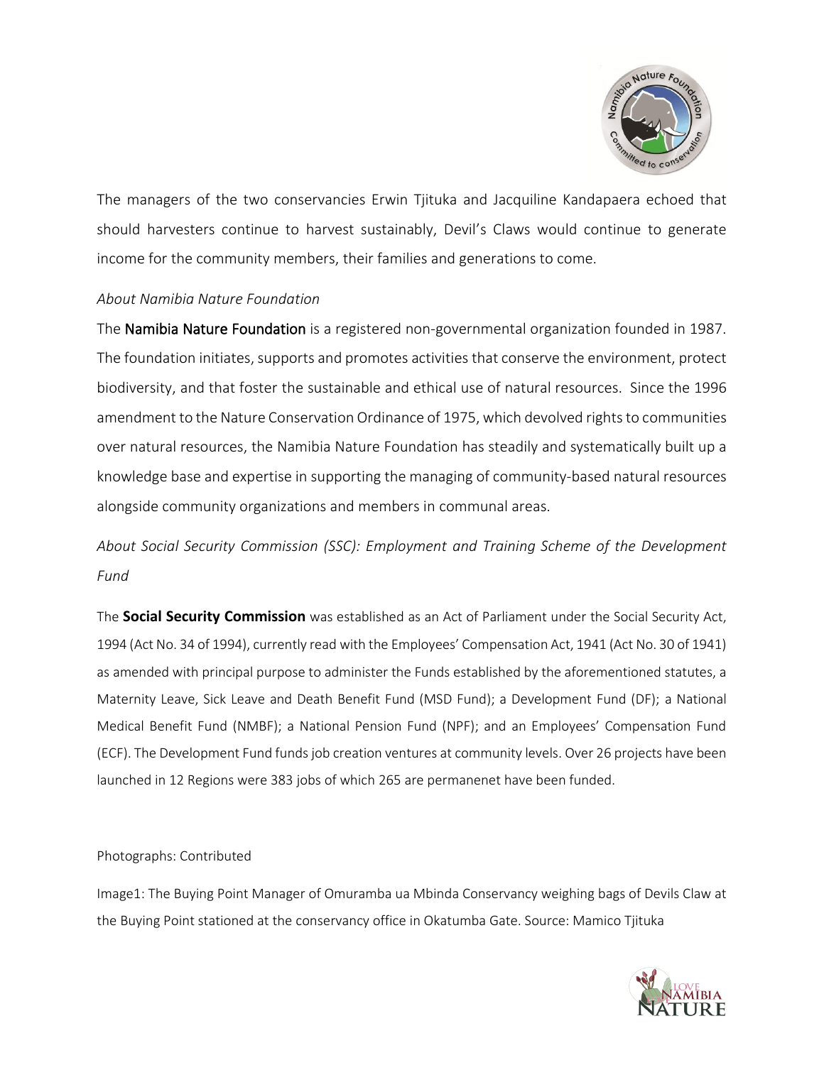The managers of the two conservancies Erwin Tjituka and Jacquiline Kandapaera echoed that should harvesters continue to harvest sustainably, Devil's Claws would continue to generate income for the community members, their families and generations to come.

*About Namibia Nature Foundation*

The Namibia Nature Foundation is a registered non-governmental organization founded in 1987. The foundation initiates, supports and promotes activities that conserve the environment, protect biodiversity, and that foster the sustainable and ethical use of natural resources. Since the 1996 amendment to the Nature Conservation Ordinance of 1975, which devolved rights to communities over natural resources, the Namibia Nature Foundation has steadily and systematically built up a knowledge base and expertise in supporting the managing of community-based natural resources alongside community organizations and members in communal areas.

*About Social Security Commission (SSC): Employment and Training Scheme of the Development Fund*

The **Social Security Commission** was established as an Act of Parliament under the Social Security Act, 1994 (Act No. 34 of 1994), currently read with the Employees' Compensation Act, 1941 (Act No. 30 of 1941) as amended with principal purpose to administer the Funds established by the aforementioned statutes, a Maternity Leave, Sick Leave and Death Benefit Fund (MSD Fund); a Development Fund (DF); a National Medical Benefit Fund (NMBF); a National Pension Fund (NPF); and an Employees' Compensation Fund (ECF). The Development Fund funds job creation ventures at community levels. Over 26 projects have been launched in 12 Regions were 383 jobs of which 265 are permanenet have been funded.

Photographs: Contributed

Image1: The Buying Point Manager of Omuramba ua Mbinda Conservancy weighing bags of Devils Claw at the Buying Point stationed at the conservancy office in Okatumba Gate. Source: Mamico Tjituka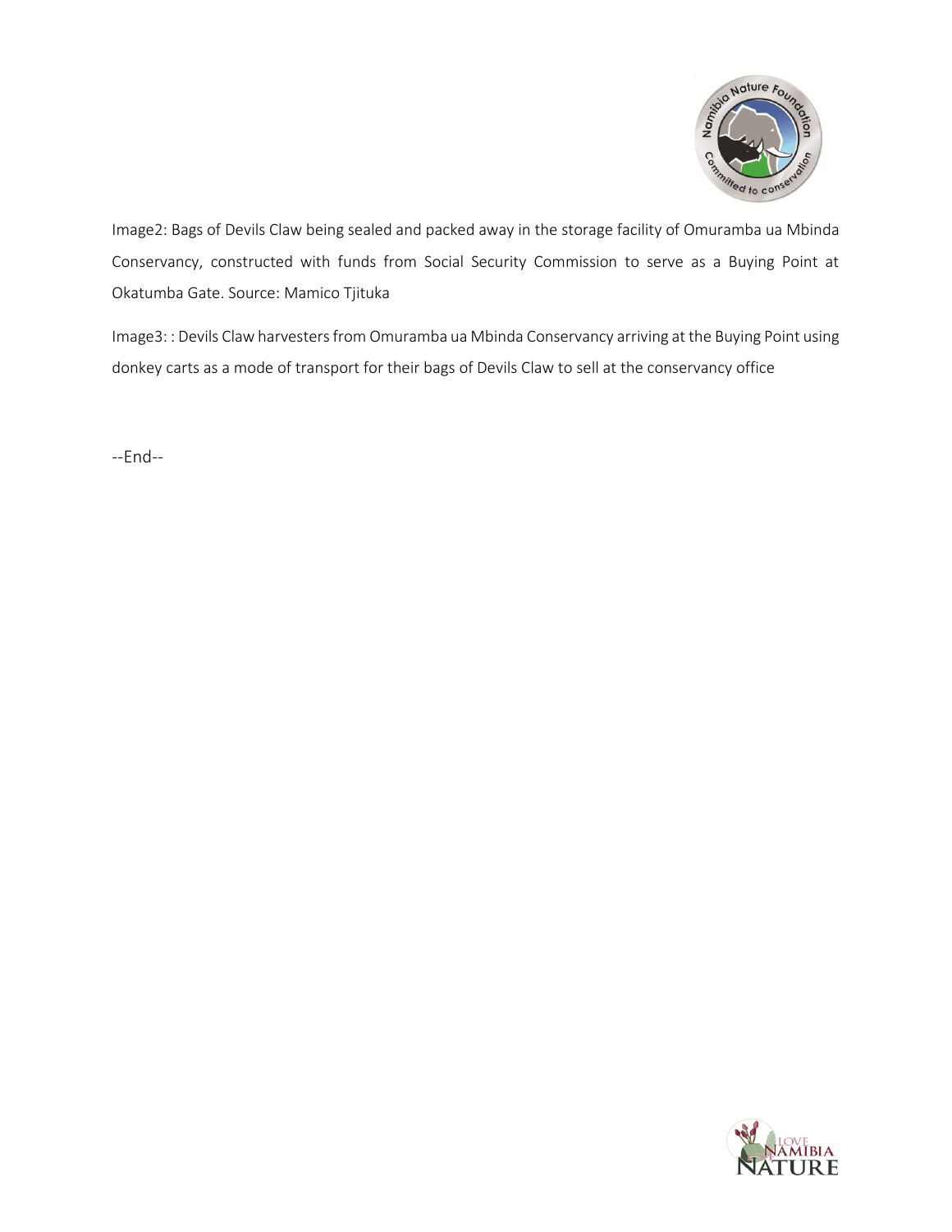Image2: Bags of Devils Claw being sealed and packed away in the storage facility of Omuramba ua Mbinda Conservancy, constructed with funds from Social Security Commission to serve as a Buying Point at Okatumba Gate. Source: Mamico Tjituka

Image3: : Devils Claw harvesters from Omuramba ua Mbinda Conservancy arriving at the Buying Point using donkey carts as a mode of transport for their bags of Devils Claw to sell at the conservancy office

--End--